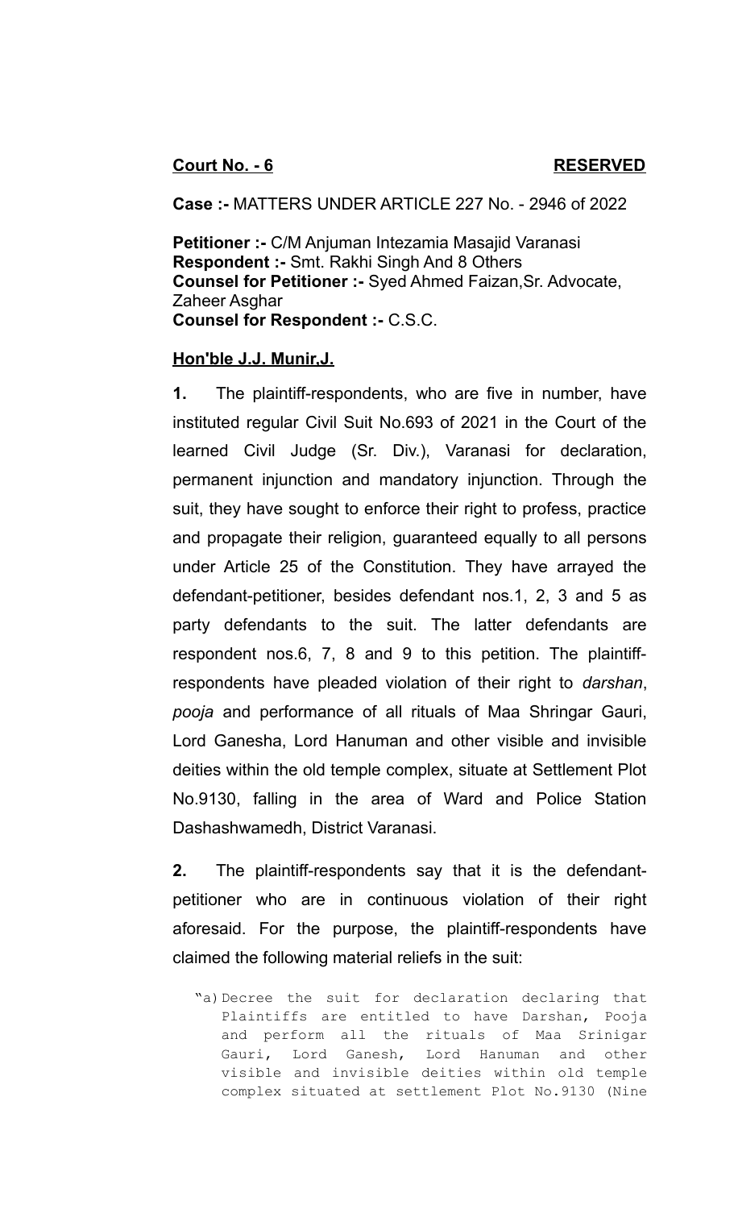**Court No. - 6** **RESERVED**

**Case :-** MATTERS UNDER ARTICLE 227 No. - 2946 of 2022

**Petitioner :-** C/M Anjuman Intezamia Masajid Varanasi
**Respondent :-** Smt. Rakhi Singh And 8 Others
**Counsel for Petitioner :-** Syed Ahmed Faizan,Sr. Advocate, Zaheer Asghar
**Counsel for Respondent :-** C.S.C.

**Hon'ble J.J. Munir,J.**

**1.** The plaintiff-respondents, who are five in number, have instituted regular Civil Suit No.693 of 2021 in the Court of the learned Civil Judge (Sr. Div.), Varanasi for declaration, permanent injunction and mandatory injunction. Through the suit, they have sought to enforce their right to profess, practice and propagate their religion, guaranteed equally to all persons under Article 25 of the Constitution. They have arrayed the defendant-petitioner, besides defendant nos.1, 2, 3 and 5 as party defendants to the suit. The latter defendants are respondent nos.6, 7, 8 and 9 to this petition. The plaintiff-respondents have pleaded violation of their right to *darshan*, *pooja* and performance of all rituals of Maa Shringar Gauri, Lord Ganesha, Lord Hanuman and other visible and invisible deities within the old temple complex, situate at Settlement Plot No.9130, falling in the area of Ward and Police Station Dashashwamedh, District Varanasi.

**2.** The plaintiff-respondents say that it is the defendant-petitioner who are in continuous violation of their right aforesaid. For the purpose, the plaintiff-respondents have claimed the following material reliefs in the suit:

> "a) Decree the suit for declaration declaring that Plaintiffs are entitled to have Darshan, Pooja and perform all the rituals of Maa Srinigar Gauri, Lord Ganesh, Lord Hanuman and other visible and invisible deities within old temple complex situated at settlement Plot No.9130 (Nine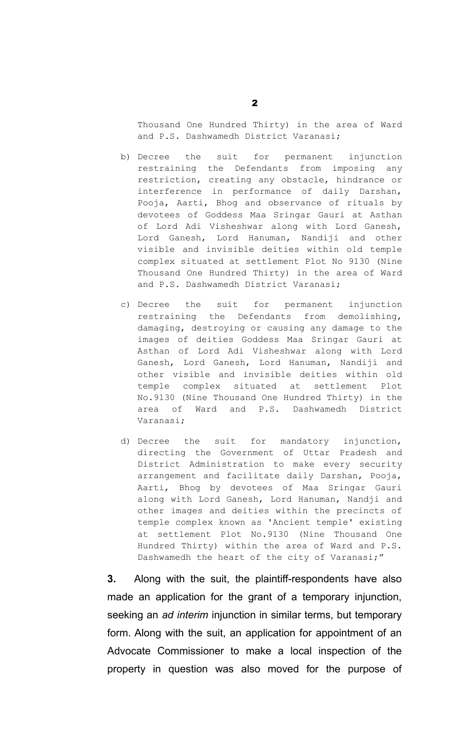Thousand One Hundred Thirty) in the area of Ward and P.S. Dashwamedh District Varanasi;

b) Decree the suit for permanent injunction restraining the Defendants from imposing any restriction, creating any obstacle, hindrance or interference in performance of daily Darshan, Pooja, Aarti, Bhog and observance of rituals by devotees of Goddess Maa Sringar Gauri at Asthan of Lord Adi Visheshwar along with Lord Ganesh, Lord Ganesh, Lord Hanuman, Nandiji and other visible and invisible deities within old temple complex situated at settlement Plot No 9130 (Nine Thousand One Hundred Thirty) in the area of Ward and P.S. Dashwamedh District Varanasi;

c) Decree the suit for permanent injunction restraining the Defendants from demolishing, damaging, destroying or causing any damage to the images of deities Goddess Maa Sringar Gauri at Asthan of Lord Adi Visheshwar along with Lord Ganesh, Lord Ganesh, Lord Hanuman, Nandiji and other visible and invisible deities within old temple complex situated at settlement Plot No.9130 (Nine Thousand One Hundred Thirty) in the area of Ward and P.S. Dashwamedh District Varanasi;

d) Decree the suit for mandatory injunction, directing the Government of Uttar Pradesh and District Administration to make every security arrangement and facilitate daily Darshan, Pooja, Aarti, Bhog by devotees of Maa Sringar Gauri along with Lord Ganesh, Lord Hanuman, Nandji and other images and deities within the precincts of temple complex known as 'Ancient temple' existing at settlement Plot No.9130 (Nine Thousand One Hundred Thirty) within the area of Ward and P.S. Dashwamedh the heart of the city of Varanasi;"

**3.** Along with the suit, the plaintiff-respondents have also made an application for the grant of a temporary injunction, seeking an *ad interim* injunction in similar terms, but temporary form. Along with the suit, an application for appointment of an Advocate Commissioner to make a local inspection of the property in question was also moved for the purpose of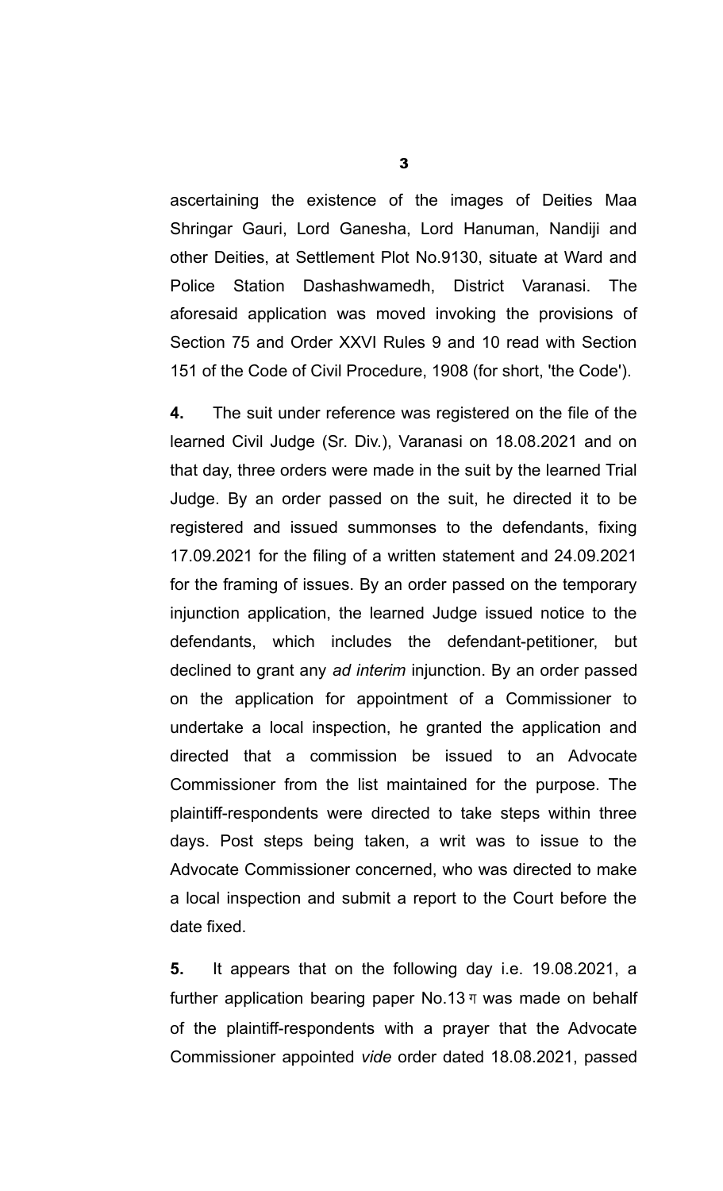ascertaining the existence of the images of Deities Maa Shringar Gauri, Lord Ganesha, Lord Hanuman, Nandiji and other Deities, at Settlement Plot No.9130, situate at Ward and Police Station Dashashwamedh, District Varanasi. The aforesaid application was moved invoking the provisions of Section 75 and Order XXVI Rules 9 and 10 read with Section 151 of the Code of Civil Procedure, 1908 (for short, 'the Code').

**4.** The suit under reference was registered on the file of the learned Civil Judge (Sr. Div.), Varanasi on 18.08.2021 and on that day, three orders were made in the suit by the learned Trial Judge. By an order passed on the suit, he directed it to be registered and issued summonses to the defendants, fixing 17.09.2021 for the filing of a written statement and 24.09.2021 for the framing of issues. By an order passed on the temporary injunction application, the learned Judge issued notice to the defendants, which includes the defendant-petitioner, but declined to grant any *ad interim* injunction. By an order passed on the application for appointment of a Commissioner to undertake a local inspection, he granted the application and directed that a commission be issued to an Advocate Commissioner from the list maintained for the purpose. The plaintiff-respondents were directed to take steps within three days. Post steps being taken, a writ was to issue to the Advocate Commissioner concerned, who was directed to make a local inspection and submit a report to the Court before the date fixed.

**5.** It appears that on the following day i.e. 19.08.2021, a further application bearing paper No.13 ग was made on behalf of the plaintiff-respondents with a prayer that the Advocate Commissioner appointed *vide* order dated 18.08.2021, passed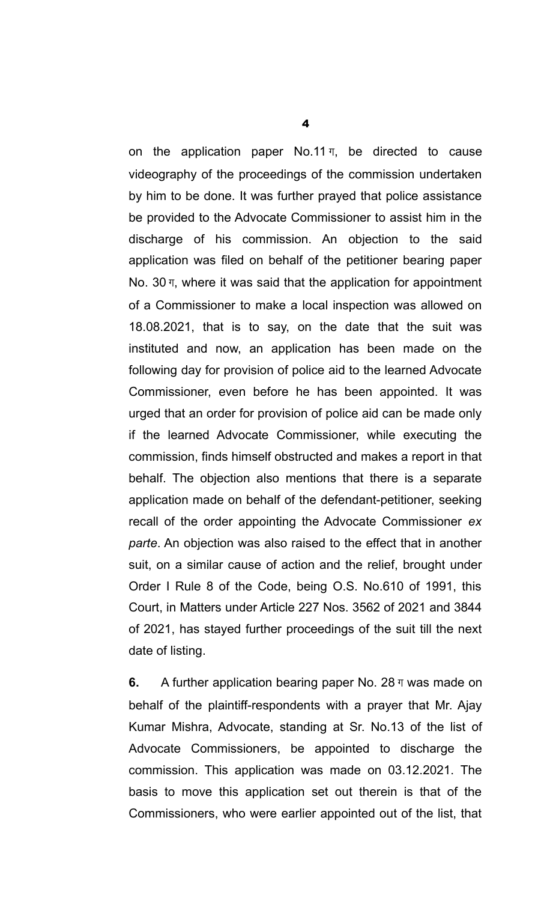on the application paper No.11 ग, be directed to cause videography of the proceedings of the commission undertaken by him to be done. It was further prayed that police assistance be provided to the Advocate Commissioner to assist him in the discharge of his commission. An objection to the said application was filed on behalf of the petitioner bearing paper No. 30 ग, where it was said that the application for appointment of a Commissioner to make a local inspection was allowed on 18.08.2021, that is to say, on the date that the suit was instituted and now, an application has been made on the following day for provision of police aid to the learned Advocate Commissioner, even before he has been appointed. It was urged that an order for provision of police aid can be made only if the learned Advocate Commissioner, while executing the commission, finds himself obstructed and makes a report in that behalf. The objection also mentions that there is a separate application made on behalf of the defendant-petitioner, seeking recall of the order appointing the Advocate Commissioner *ex parte*. An objection was also raised to the effect that in another suit, on a similar cause of action and the relief, brought under Order I Rule 8 of the Code, being O.S. No.610 of 1991, this Court, in Matters under Article 227 Nos. 3562 of 2021 and 3844 of 2021, has stayed further proceedings of the suit till the next date of listing.

**6.** A further application bearing paper No. 28 ग was made on behalf of the plaintiff-respondents with a prayer that Mr. Ajay Kumar Mishra, Advocate, standing at Sr. No.13 of the list of Advocate Commissioners, be appointed to discharge the commission. This application was made on 03.12.2021. The basis to move this application set out therein is that of the Commissioners, who were earlier appointed out of the list, that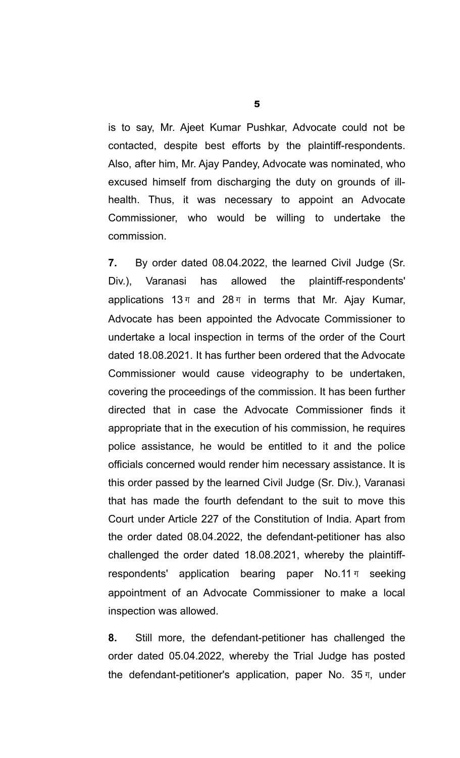is to say, Mr. Ajeet Kumar Pushkar, Advocate could not be contacted, despite best efforts by the plaintiff-respondents. Also, after him, Mr. Ajay Pandey, Advocate was nominated, who excused himself from discharging the duty on grounds of ill-health. Thus, it was necessary to appoint an Advocate Commissioner, who would be willing to undertake the commission.

**7.** By order dated 08.04.2022, the learned Civil Judge (Sr. Div.), Varanasi has allowed the plaintiff-respondents' applications 13ग and 28ग in terms that Mr. Ajay Kumar, Advocate has been appointed the Advocate Commissioner to undertake a local inspection in terms of the order of the Court dated 18.08.2021. It has further been ordered that the Advocate Commissioner would cause videography to be undertaken, covering the proceedings of the commission. It has been further directed that in case the Advocate Commissioner finds it appropriate that in the execution of his commission, he requires police assistance, he would be entitled to it and the police officials concerned would render him necessary assistance. It is this order passed by the learned Civil Judge (Sr. Div.), Varanasi that has made the fourth defendant to the suit to move this Court under Article 227 of the Constitution of India. Apart from the order dated 08.04.2022, the defendant-petitioner has also challenged the order dated 18.08.2021, whereby the plaintiff-respondents' application bearing paper No.11ग seeking appointment of an Advocate Commissioner to make a local inspection was allowed.

**8.** Still more, the defendant-petitioner has challenged the order dated 05.04.2022, whereby the Trial Judge has posted the defendant-petitioner's application, paper No. 35ग, under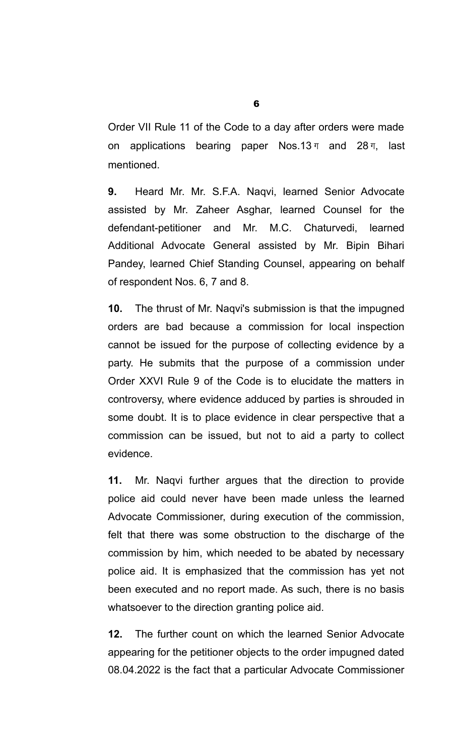Order VII Rule 11 of the Code to a day after orders were made on applications bearing paper Nos.13 ग and 28 ग, last mentioned.

**9.** Heard Mr. Mr. S.F.A. Naqvi, learned Senior Advocate assisted by Mr. Zaheer Asghar, learned Counsel for the defendant-petitioner and Mr. M.C. Chaturvedi, learned Additional Advocate General assisted by Mr. Bipin Bihari Pandey, learned Chief Standing Counsel, appearing on behalf of respondent Nos. 6, 7 and 8.

**10.** The thrust of Mr. Naqvi's submission is that the impugned orders are bad because a commission for local inspection cannot be issued for the purpose of collecting evidence by a party. He submits that the purpose of a commission under Order XXVI Rule 9 of the Code is to elucidate the matters in controversy, where evidence adduced by parties is shrouded in some doubt. It is to place evidence in clear perspective that a commission can be issued, but not to aid a party to collect evidence.

**11.** Mr. Naqvi further argues that the direction to provide police aid could never have been made unless the learned Advocate Commissioner, during execution of the commission, felt that there was some obstruction to the discharge of the commission by him, which needed to be abated by necessary police aid. It is emphasized that the commission has yet not been executed and no report made. As such, there is no basis whatsoever to the direction granting police aid.

**12.** The further count on which the learned Senior Advocate appearing for the petitioner objects to the order impugned dated 08.04.2022 is the fact that a particular Advocate Commissioner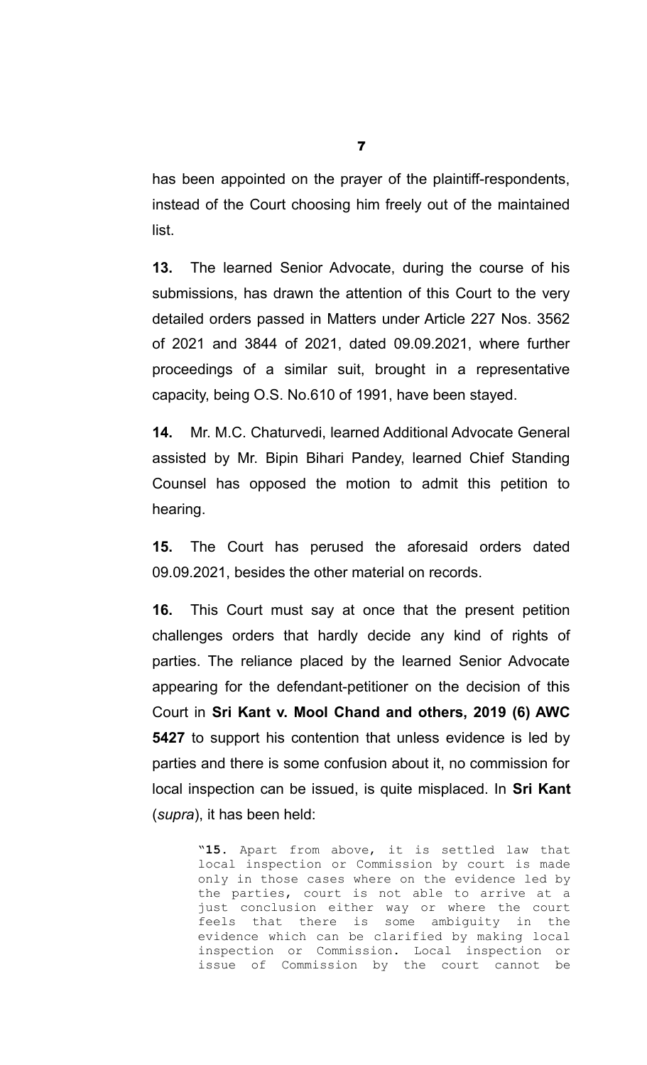has been appointed on the prayer of the plaintiff-respondents, instead of the Court choosing him freely out of the maintained list.

**13.** The learned Senior Advocate, during the course of his submissions, has drawn the attention of this Court to the very detailed orders passed in Matters under Article 227 Nos. 3562 of 2021 and 3844 of 2021, dated 09.09.2021, where further proceedings of a similar suit, brought in a representative capacity, being O.S. No.610 of 1991, have been stayed.

**14.** Mr. M.C. Chaturvedi, learned Additional Advocate General assisted by Mr. Bipin Bihari Pandey, learned Chief Standing Counsel has opposed the motion to admit this petition to hearing.

**15.** The Court has perused the aforesaid orders dated 09.09.2021, besides the other material on records.

**16.** This Court must say at once that the present petition challenges orders that hardly decide any kind of rights of parties. The reliance placed by the learned Senior Advocate appearing for the defendant-petitioner on the decision of this Court in **Sri Kant v. Mool Chand and others, 2019 (6) AWC 5427** to support his contention that unless evidence is led by parties and there is some confusion about it, no commission for local inspection can be issued, is quite misplaced. In **Sri Kant** (*supra*), it has been held:

> "**15.** Apart from above, it is settled law that local inspection or Commission by court is made only in those cases where on the evidence led by the parties, court is not able to arrive at a just conclusion either way or where the court feels that there is some ambiguity in the evidence which can be clarified by making local inspection or Commission. Local inspection or issue of Commission by the court cannot be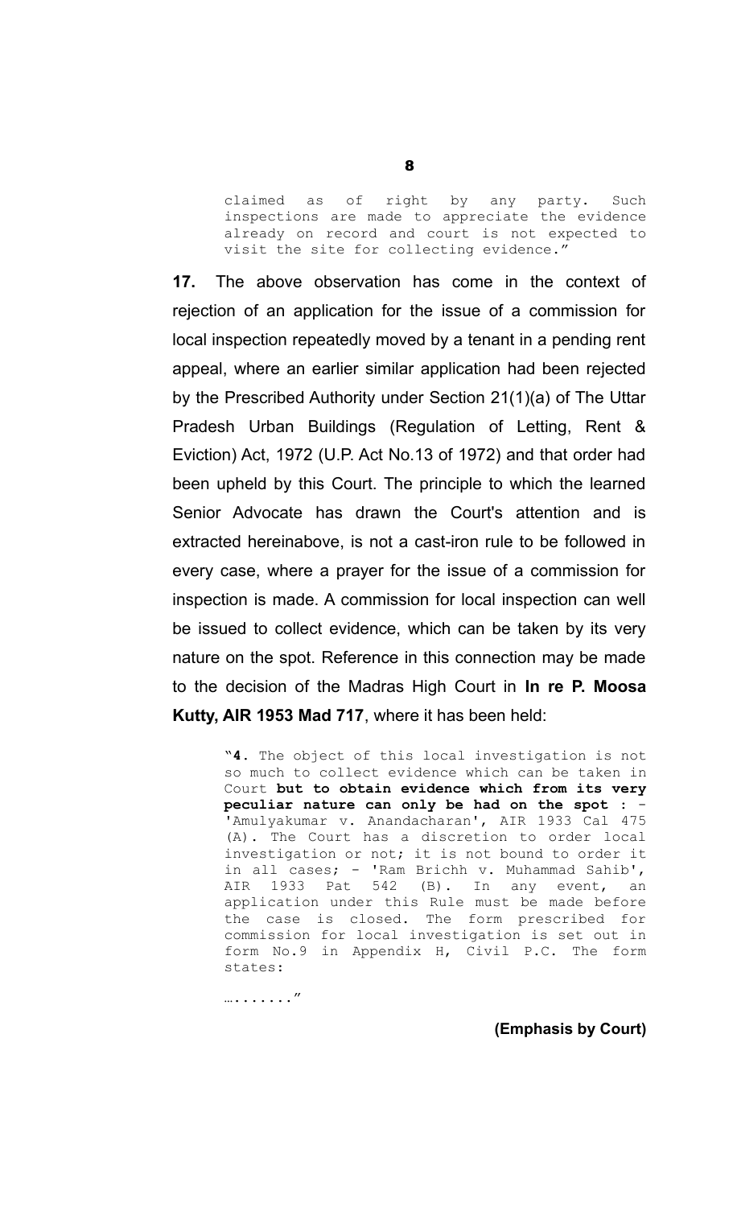> claimed as of right by any party. Such inspections are made to appreciate the evidence already on record and court is not expected to visit the site for collecting evidence."

**17.** The above observation has come in the context of rejection of an application for the issue of a commission for local inspection repeatedly moved by a tenant in a pending rent appeal, where an earlier similar application had been rejected by the Prescribed Authority under Section 21(1)(a) of The Uttar Pradesh Urban Buildings (Regulation of Letting, Rent & Eviction) Act, 1972 (U.P. Act No.13 of 1972) and that order had been upheld by this Court. The principle to which the learned Senior Advocate has drawn the Court's attention and is extracted hereinabove, is not a cast-iron rule to be followed in every case, where a prayer for the issue of a commission for inspection is made. A commission for local inspection can well be issued to collect evidence, which can be taken by its very nature on the spot. Reference in this connection may be made to the decision of the Madras High Court in **In re P. Moosa Kutty, AIR 1953 Mad 717**, where it has been held:

> "**4.** The object of this local investigation is not so much to collect evidence which can be taken in Court **but to obtain evidence which from its very peculiar nature can only be had on the spot** : - 'Amulyakumar v. Anandacharan', AIR 1933 Cal 475 (A). The Court has a discretion to order local investigation or not; it is not bound to order it in all cases; - 'Ram Brichh v. Muhammad Sahib', AIR 1933 Pat 542 (B). In any event, an application under this Rule must be made before the case is closed. The form prescribed for commission for local investigation is set out in form No.9 in Appendix H, Civil P.C. The form states:
>
> …......."

**(Emphasis by Court)**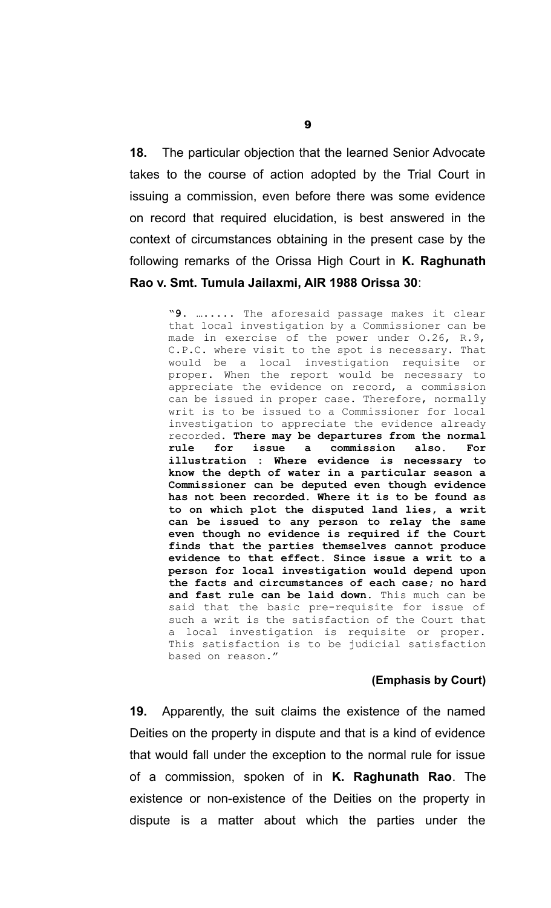**18.** The particular objection that the learned Senior Advocate takes to the course of action adopted by the Trial Court in issuing a commission, even before there was some evidence on record that required elucidation, is best answered in the context of circumstances obtaining in the present case by the following remarks of the Orissa High Court in **K. Raghunath Rao v. Smt. Tumula Jailaxmi, AIR 1988 Orissa 30**:

> "**9.** ……..... The aforesaid passage makes it clear that local investigation by a Commissioner can be made in exercise of the power under O.26, R.9, C.P.C. where visit to the spot is necessary. That would be a local investigation requisite or proper. When the report would be necessary to appreciate the evidence on record, a commission can be issued in proper case. Therefore, normally writ is to be issued to a Commissioner for local investigation to appreciate the evidence already recorded. **There may be departures from the normal rule for issue a commission also. For illustration : Where evidence is necessary to know the depth of water in a particular season a Commissioner can be deputed even though evidence has not been recorded. Where it is to be found as to on which plot the disputed land lies, a writ can be issued to any person to relay the same even though no evidence is required if the Court finds that the parties themselves cannot produce evidence to that effect. Since issue a writ to a person for local investigation would depend upon the facts and circumstances of each case; no hard and fast rule can be laid down.** This much can be said that the basic pre-requisite for issue of such a writ is the satisfaction of the Court that a local investigation is requisite or proper. This satisfaction is to be judicial satisfaction based on reason."

**(Emphasis by Court)**

**19.** Apparently, the suit claims the existence of the named Deities on the property in dispute and that is a kind of evidence that would fall under the exception to the normal rule for issue of a commission, spoken of in **K. Raghunath Rao**. The existence or non-existence of the Deities on the property in dispute is a matter about which the parties under the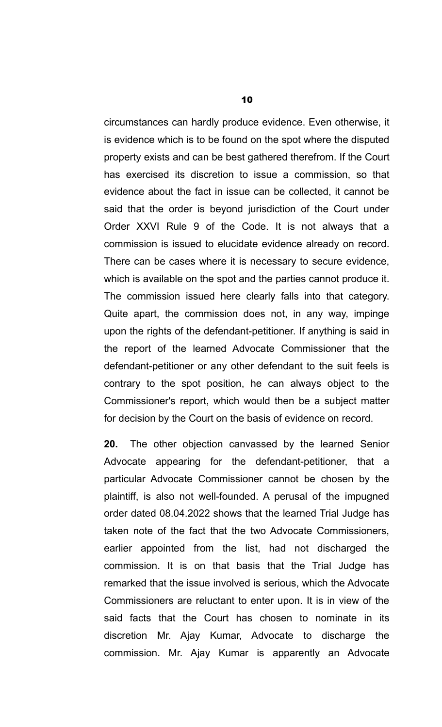circumstances can hardly produce evidence. Even otherwise, it is evidence which is to be found on the spot where the disputed property exists and can be best gathered therefrom. If the Court has exercised its discretion to issue a commission, so that evidence about the fact in issue can be collected, it cannot be said that the order is beyond jurisdiction of the Court under Order XXVI Rule 9 of the Code. It is not always that a commission is issued to elucidate evidence already on record. There can be cases where it is necessary to secure evidence, which is available on the spot and the parties cannot produce it. The commission issued here clearly falls into that category. Quite apart, the commission does not, in any way, impinge upon the rights of the defendant-petitioner. If anything is said in the report of the learned Advocate Commissioner that the defendant-petitioner or any other defendant to the suit feels is contrary to the spot position, he can always object to the Commissioner's report, which would then be a subject matter for decision by the Court on the basis of evidence on record.

**20.** The other objection canvassed by the learned Senior Advocate appearing for the defendant-petitioner, that a particular Advocate Commissioner cannot be chosen by the plaintiff, is also not well-founded. A perusal of the impugned order dated 08.04.2022 shows that the learned Trial Judge has taken note of the fact that the two Advocate Commissioners, earlier appointed from the list, had not discharged the commission. It is on that basis that the Trial Judge has remarked that the issue involved is serious, which the Advocate Commissioners are reluctant to enter upon. It is in view of the said facts that the Court has chosen to nominate in its discretion Mr. Ajay Kumar, Advocate to discharge the commission. Mr. Ajay Kumar is apparently an Advocate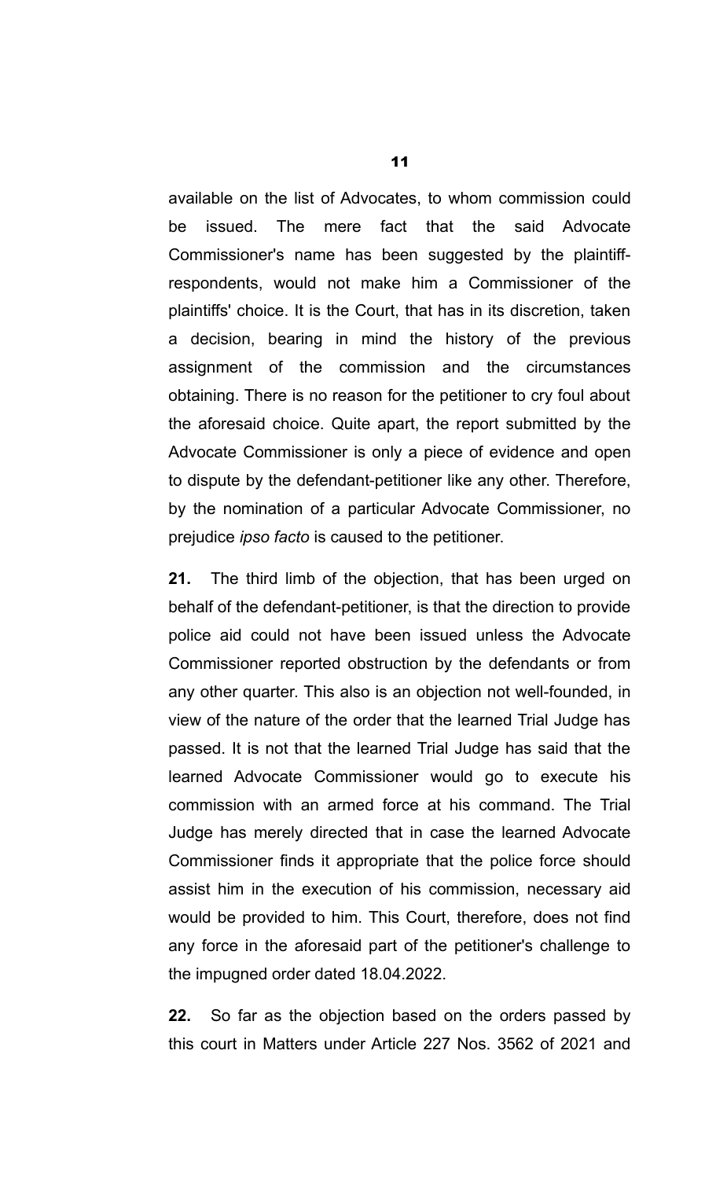available on the list of Advocates, to whom commission could be issued. The mere fact that the said Advocate Commissioner's name has been suggested by the plaintiff-respondents, would not make him a Commissioner of the plaintiffs' choice. It is the Court, that has in its discretion, taken a decision, bearing in mind the history of the previous assignment of the commission and the circumstances obtaining. There is no reason for the petitioner to cry foul about the aforesaid choice. Quite apart, the report submitted by the Advocate Commissioner is only a piece of evidence and open to dispute by the defendant-petitioner like any other. Therefore, by the nomination of a particular Advocate Commissioner, no prejudice *ipso facto* is caused to the petitioner.

**21.** The third limb of the objection, that has been urged on behalf of the defendant-petitioner, is that the direction to provide police aid could not have been issued unless the Advocate Commissioner reported obstruction by the defendants or from any other quarter. This also is an objection not well-founded, in view of the nature of the order that the learned Trial Judge has passed. It is not that the learned Trial Judge has said that the learned Advocate Commissioner would go to execute his commission with an armed force at his command. The Trial Judge has merely directed that in case the learned Advocate Commissioner finds it appropriate that the police force should assist him in the execution of his commission, necessary aid would be provided to him. This Court, therefore, does not find any force in the aforesaid part of the petitioner's challenge to the impugned order dated 18.04.2022.

**22.** So far as the objection based on the orders passed by this court in Matters under Article 227 Nos. 3562 of 2021 and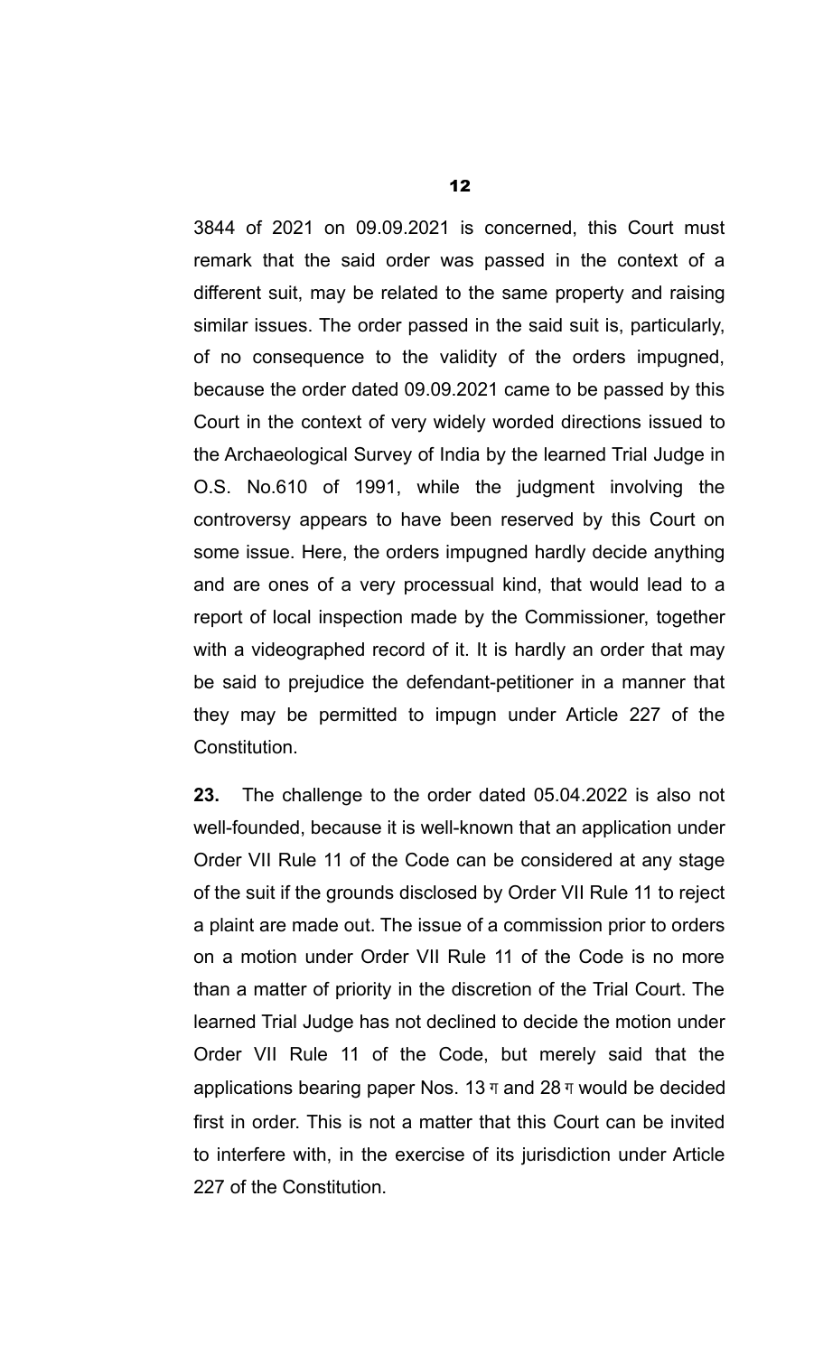3844 of 2021 on 09.09.2021 is concerned, this Court must remark that the said order was passed in the context of a different suit, may be related to the same property and raising similar issues. The order passed in the said suit is, particularly, of no consequence to the validity of the orders impugned, because the order dated 09.09.2021 came to be passed by this Court in the context of very widely worded directions issued to the Archaeological Survey of India by the learned Trial Judge in O.S. No.610 of 1991, while the judgment involving the controversy appears to have been reserved by this Court on some issue. Here, the orders impugned hardly decide anything and are ones of a very processual kind, that would lead to a report of local inspection made by the Commissioner, together with a videographed record of it. It is hardly an order that may be said to prejudice the defendant-petitioner in a manner that they may be permitted to impugn under Article 227 of the Constitution.

**23.** The challenge to the order dated 05.04.2022 is also not well-founded, because it is well-known that an application under Order VII Rule 11 of the Code can be considered at any stage of the suit if the grounds disclosed by Order VII Rule 11 to reject a plaint are made out. The issue of a commission prior to orders on a motion under Order VII Rule 11 of the Code is no more than a matter of priority in the discretion of the Trial Court. The learned Trial Judge has not declined to decide the motion under Order VII Rule 11 of the Code, but merely said that the applications bearing paper Nos. 13 ग and 28 ग would be decided first in order. This is not a matter that this Court can be invited to interfere with, in the exercise of its jurisdiction under Article 227 of the Constitution.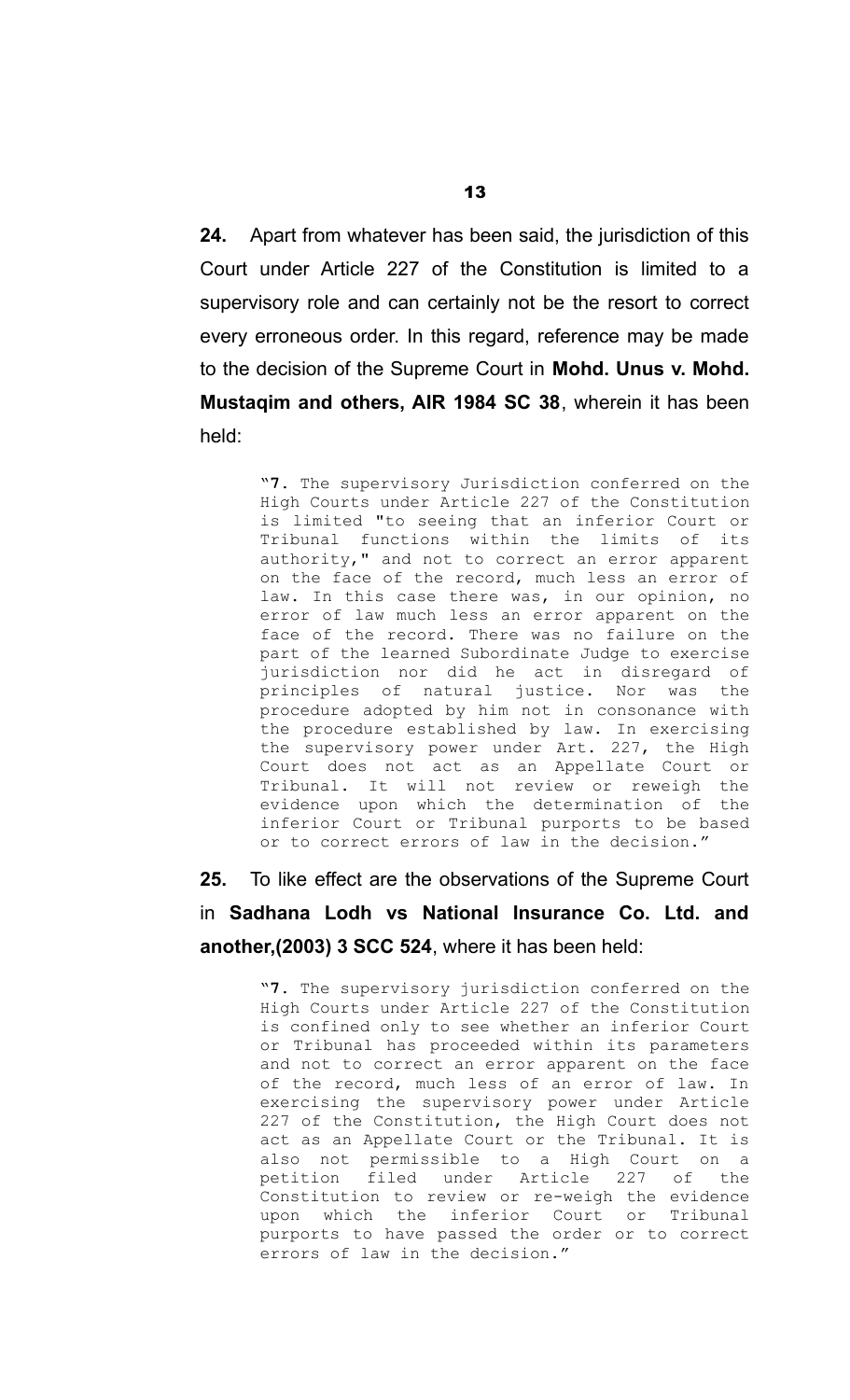**24.** Apart from whatever has been said, the jurisdiction of this Court under Article 227 of the Constitution is limited to a supervisory role and can certainly not be the resort to correct every erroneous order. In this regard, reference may be made to the decision of the Supreme Court in **Mohd. Unus v. Mohd. Mustaqim and others, AIR 1984 SC 38**, wherein it has been held:

> "**7.** The supervisory Jurisdiction conferred on the High Courts under Article 227 of the Constitution is limited "to seeing that an inferior Court or Tribunal functions within the limits of its authority," and not to correct an error apparent on the face of the record, much less an error of law. In this case there was, in our opinion, no error of law much less an error apparent on the face of the record. There was no failure on the part of the learned Subordinate Judge to exercise jurisdiction nor did he act in disregard of principles of natural justice. Nor was the procedure adopted by him not in consonance with the procedure established by law. In exercising the supervisory power under Art. 227, the High Court does not act as an Appellate Court or Tribunal. It will not review or reweigh the evidence upon which the determination of the inferior Court or Tribunal purports to be based or to correct errors of law in the decision."

**25.** To like effect are the observations of the Supreme Court in **Sadhana Lodh vs National Insurance Co. Ltd. and another,(2003) 3 SCC 524**, where it has been held:

> "**7.** The supervisory jurisdiction conferred on the High Courts under Article 227 of the Constitution is confined only to see whether an inferior Court or Tribunal has proceeded within its parameters and not to correct an error apparent on the face of the record, much less of an error of law. In exercising the supervisory power under Article 227 of the Constitution, the High Court does not act as an Appellate Court or the Tribunal. It is also not permissible to a High Court on a petition filed under Article 227 of the Constitution to review or re-weigh the evidence upon which the inferior Court or Tribunal purports to have passed the order or to correct errors of law in the decision."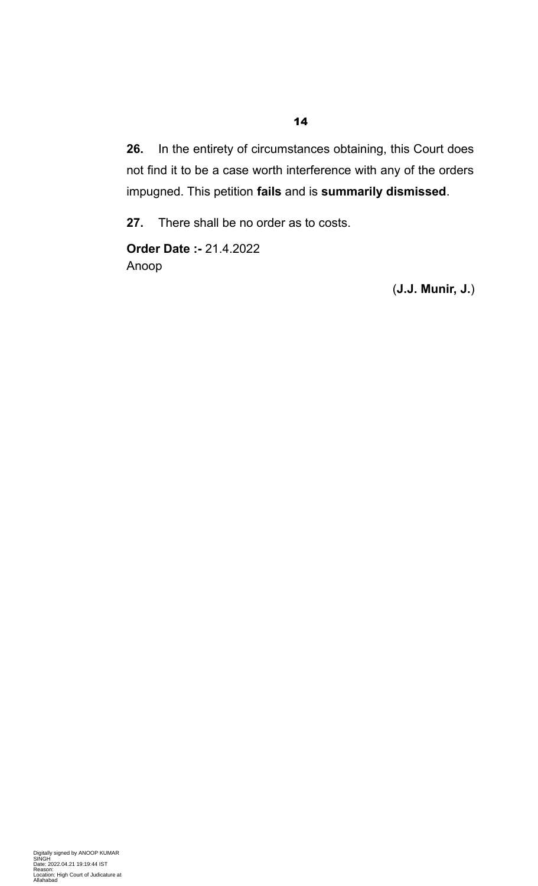**26.** In the entirety of circumstances obtaining, this Court does not find it to be a case worth interference with any of the orders impugned. This petition **fails** and is **summarily dismissed**.

**27.** There shall be no order as to costs.

**Order Date :-** 21.4.2022
Anoop

(**J.J. Munir, J.**)

Digitally signed by ANOOP KUMAR SINGH
Date: 2022.04.21 19:19:44 IST
Reason:
Location: High Court of Judicature at Allahabad